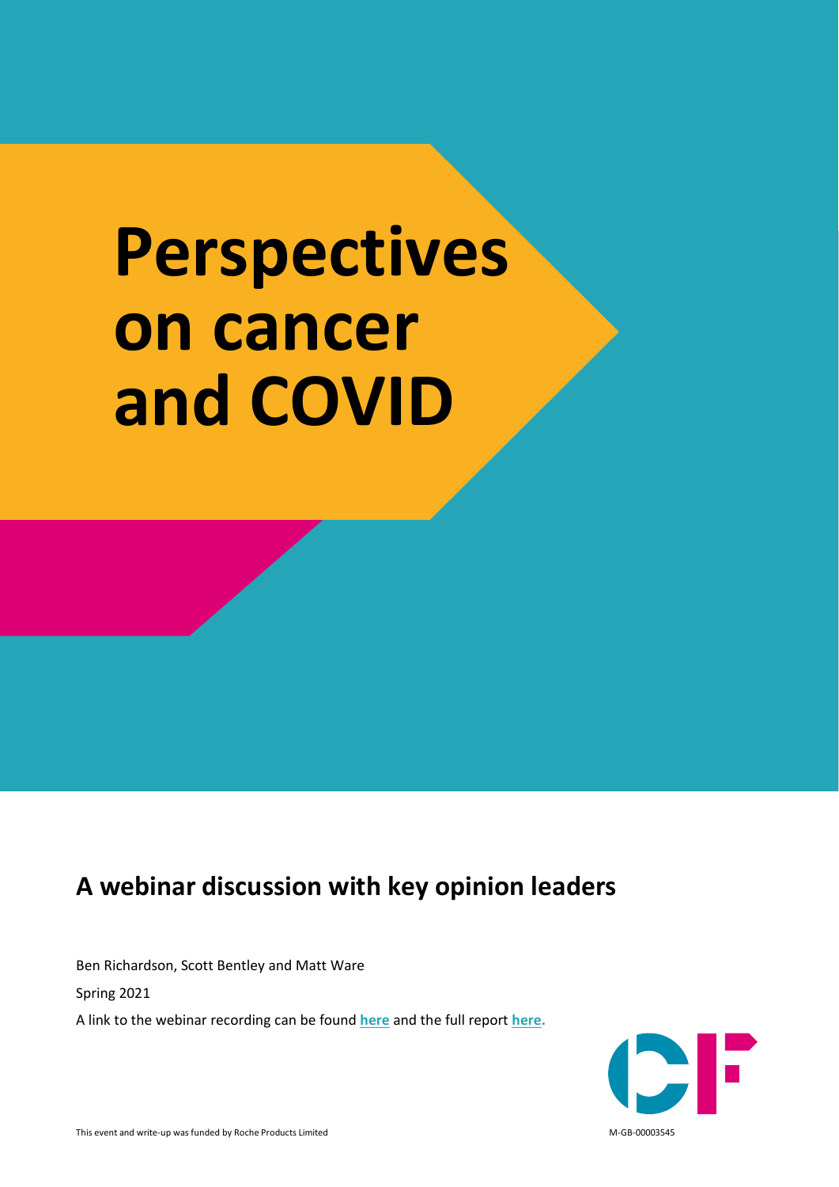# Perspectives on cancer and COVID

## A webinar discussion with key opinion leaders

Ben Richardson, Scott Bentley and Matt Ware

Spring 2021

A link to the webinar recording can be found **here** and the full report **here.**

This event and write-up was funded by Roche Products Limited

M-GB-00003545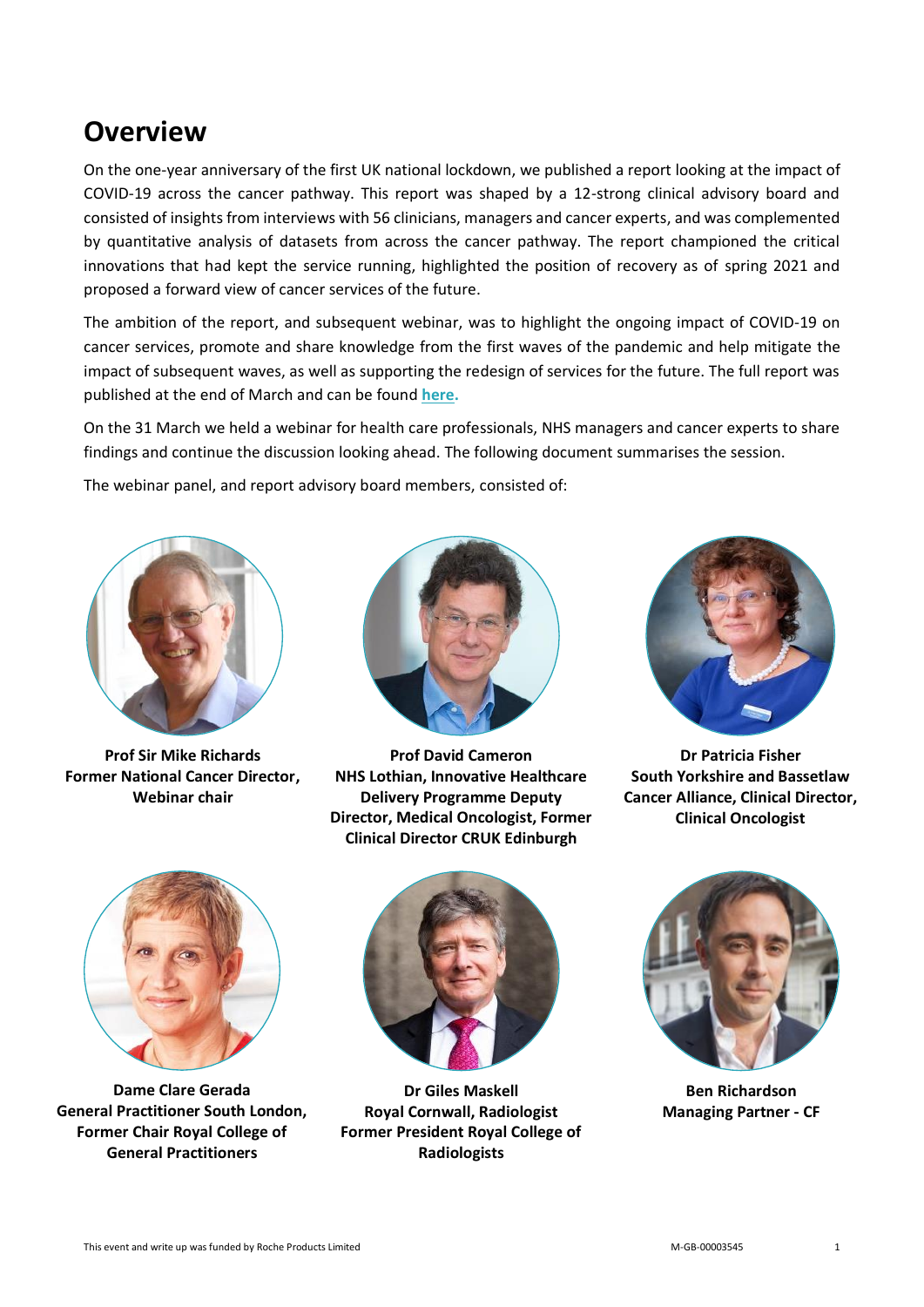# Overview

On the one-year anniversary of the first UK national lockdown, we published a report looking at the impact of COVID-19 across the cancer pathway. This report was shaped by a 12-strong clinical advisory board and consisted of insights from interviews with 56 clinicians, managers and cancer experts, and was complemented by quantitative analysis of datasets from across the cancer pathway. The report championed the critical innovations that had kept the service running, highlighted the position of recovery as of spring 2021 and proposed a forward view of cancer services of the future.

The ambition of the report, and subsequent webinar, was to highlight the ongoing impact of COVID-19 on cancer services, promote and share knowledge from the first waves of the pandemic and help mitigate the impact of subsequent waves, as well as supporting the redesign of services for the future. The full report was published at the end of March and can be found **here.**

On the 31 March we held a webinar for health care professionals, NHS managers and cancer experts to share findings and continue the discussion looking ahead. The following document summarises the session.

The webinar panel, and report advisory board members, consisted of:

**Prof Sir Mike Richards**
**Former National Cancer Director, Webinar chair**

**Prof David Cameron**
**NHS Lothian, Innovative Healthcare Delivery Programme Deputy Director, Medical Oncologist, Former Clinical Director CRUK Edinburgh**

**Dr Patricia Fisher**
**South Yorkshire and Bassetlaw Cancer Alliance, Clinical Director, Clinical Oncologist**

**Dame Clare Gerada**
**General Practitioner South London, Former Chair Royal College of General Practitioners**

**Dr Giles Maskell**
**Royal Cornwall, Radiologist Former President Royal College of Radiologists**

**Ben Richardson**
**Managing Partner - CF**

This event and write up was funded by Roche Products Limited

M-GB-00003545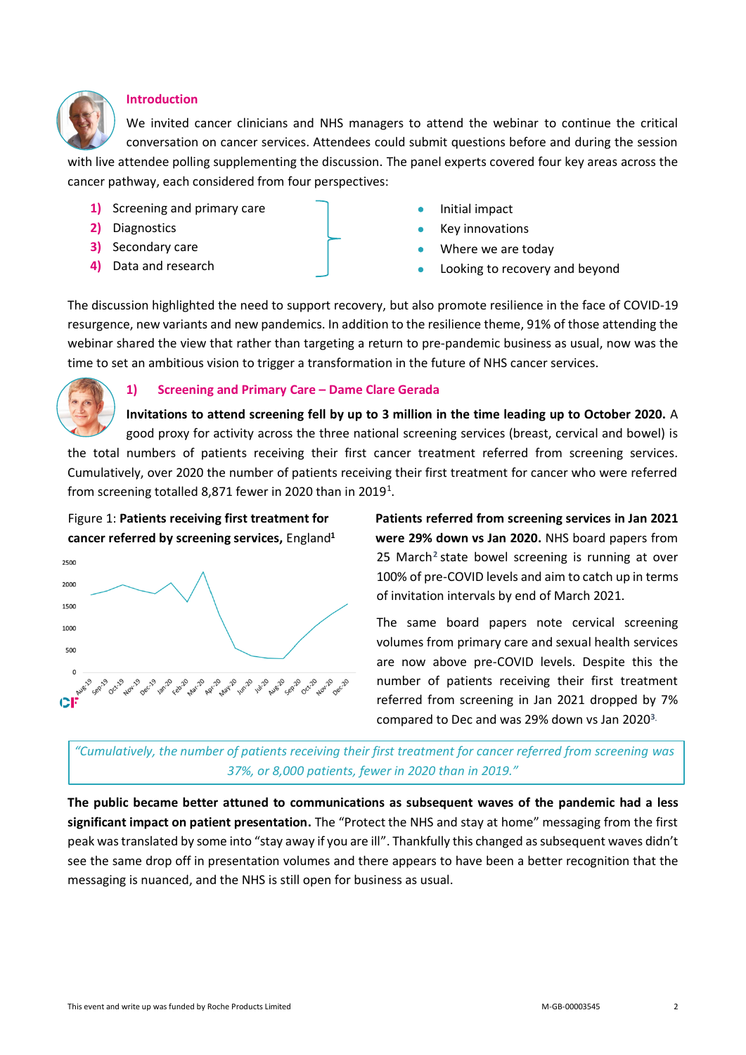## Introduction

We invited cancer clinicians and NHS managers to attend the webinar to continue the critical conversation on cancer services. Attendees could submit questions before and during the session with live attendee polling supplementing the discussion. The panel experts covered four key areas across the cancer pathway, each considered from four perspectives:

1) Screening and primary care
2) Diagnostics
3) Secondary care
4) Data and research

- Initial impact
- Key innovations
- Where we are today
- Looking to recovery and beyond

The discussion highlighted the need to support recovery, but also promote resilience in the face of COVID-19 resurgence, new variants and new pandemics. In addition to the resilience theme, 91% of those attending the webinar shared the view that rather than targeting a return to pre-pandemic business as usual, now was the time to set an ambitious vision to trigger a transformation in the future of NHS cancer services.

## 1) Screening and Primary Care – Dame Clare Gerada

**Invitations to attend screening fell by up to 3 million in the time leading up to October 2020.** A good proxy for activity across the three national screening services (breast, cervical and bowel) is the total numbers of patients receiving their first cancer treatment referred from screening services. Cumulatively, over 2020 the number of patients receiving their first treatment for cancer who were referred from screening totalled 8,871 fewer in 2020 than in 2019[1].

Figure 1: **Patients receiving first treatment for cancer referred by screening services,** England[1]

**Patients referred from screening services in Jan 2021 were 29% down vs Jan 2020.** NHS board papers from 25 March[2] state bowel screening is running at over 100% of pre-COVID levels and aim to catch up in terms of invitation intervals by end of March 2021.

The same board papers note cervical screening volumes from primary care and sexual health services are now above pre-COVID levels. Despite this the number of patients receiving their first treatment referred from screening in Jan 2021 dropped by 7% compared to Dec and was 29% down vs Jan 2020[3].

> *"Cumulatively, the number of patients receiving their first treatment for cancer referred from screening was 37%, or 8,000 patients, fewer in 2020 than in 2019."*

**The public became better attuned to communications as subsequent waves of the pandemic had a less significant impact on patient presentation.** The "Protect the NHS and stay at home" messaging from the first peak was translated by some into "stay away if you are ill". Thankfully this changed as subsequent waves didn't see the same drop off in presentation volumes and there appears to have been a better recognition that the messaging is nuanced, and the NHS is still open for business as usual.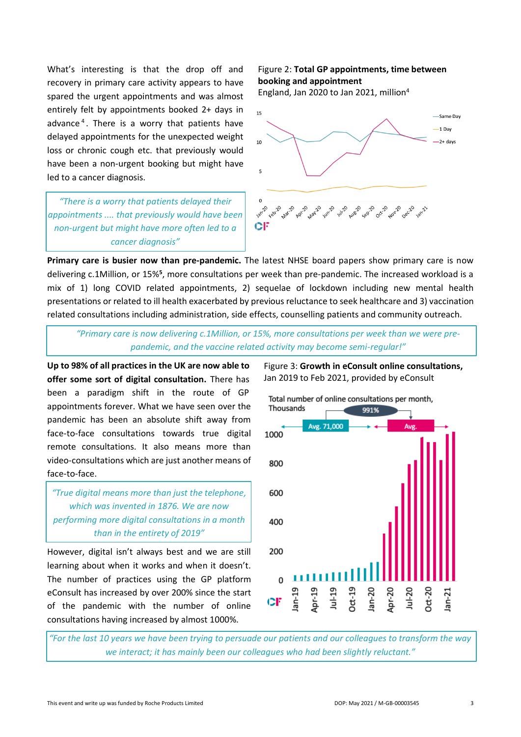What's interesting is that the drop off and recovery in primary care activity appears to have spared the urgent appointments and was almost entirely felt by appointments booked 2+ days in advance[4]. There is a worry that patients have delayed appointments for the unexpected weight loss or chronic cough etc. that previously would have been a non-urgent booking but might have led to a cancer diagnosis.

> *"There is a worry that patients delayed their appointments .... that previously would have been non-urgent but might have more often led to a cancer diagnosis"*

Figure 2: **Total GP appointments, time between booking and appointment**
England, Jan 2020 to Jan 2021, million[4]

**Primary care is busier now than pre-pandemic.** The latest NHSE board papers show primary care is now delivering c.1Million, or 15%[5], more consultations per week than pre-pandemic. The increased workload is a mix of 1) long COVID related appointments, 2) sequelae of lockdown including new mental health presentations or related to ill health exacerbated by previous reluctance to seek healthcare and 3) vaccination related consultations including administration, side effects, counselling patients and community outreach.

> *"Primary care is now delivering c.1Million, or 15%, more consultations per week than we were pre-pandemic, and the vaccine related activity may become semi-regular!"*

**Up to 98% of all practices in the UK are now able to offer some sort of digital consultation.** There has been a paradigm shift in the route of GP appointments forever. What we have seen over the pandemic has been an absolute shift away from face-to-face consultations towards true digital remote consultations. It also means more than video-consultations which are just another means of face-to-face.

> *"True digital means more than just the telephone, which was invented in 1876. We are now performing more digital consultations in a month than in the entirety of 2019"*

However, digital isn't always best and we are still learning about when it works and when it doesn't. The number of practices using the GP platform eConsult has increased by over 200% since the start of the pandemic with the number of online consultations having increased by almost 1000%.

Figure 3: **Growth in eConsult online consultations,** Jan 2019 to Feb 2021, provided by eConsult

> *"For the last 10 years we have been trying to persuade our patients and our colleagues to transform the way we interact; it has mainly been our colleagues who had been slightly reluctant."*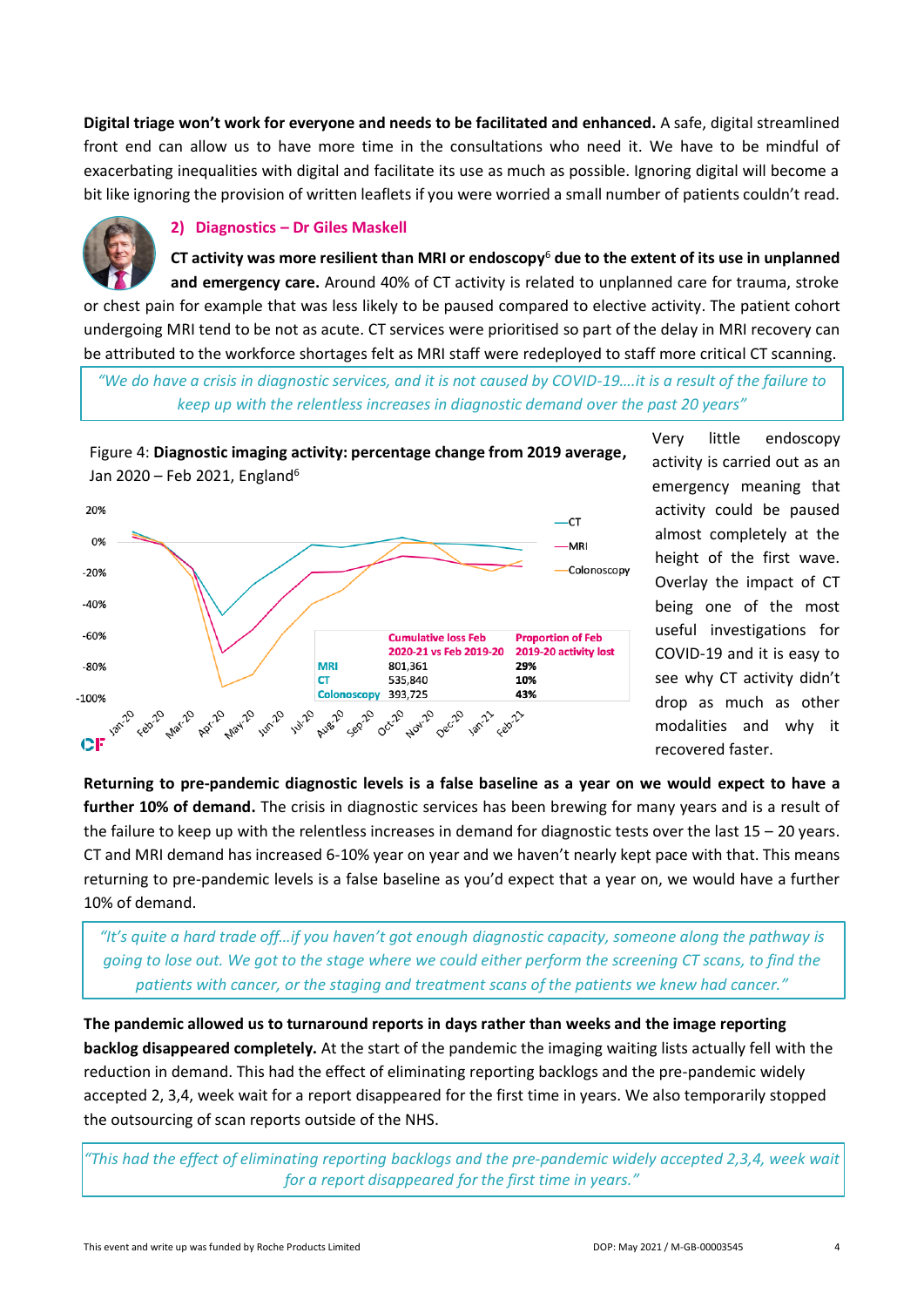**Digital triage won't work for everyone and needs to be facilitated and enhanced.** A safe, digital streamlined front end can allow us to have more time in the consultations who need it. We have to be mindful of exacerbating inequalities with digital and facilitate its use as much as possible. Ignoring digital will become a bit like ignoring the provision of written leaflets if you were worried a small number of patients couldn't read.

## 2) Diagnostics – Dr Giles Maskell

**CT activity was more resilient than MRI or endoscopy[6] due to the extent of its use in unplanned and emergency care.** Around 40% of CT activity is related to unplanned care for trauma, stroke or chest pain for example that was less likely to be paused compared to elective activity. The patient cohort undergoing MRI tend to be not as acute. CT services were prioritised so part of the delay in MRI recovery can be attributed to the workforce shortages felt as MRI staff were redeployed to staff more critical CT scanning.

> *"We do have a crisis in diagnostic services, and it is not caused by COVID-19….it is a result of the failure to keep up with the relentless increases in diagnostic demand over the past 20 years"*

Figure 4: **Diagnostic imaging activity: percentage change from 2019 average,** Jan 2020 – Feb 2021, England[6]

| | Cumulative loss Feb 2020-21 vs Feb 2019-20 | Proportion of Feb 2019-20 activity lost |
|---|---|---|
| MRI | 801,361 | 29% |
| CT | 535,840 | 10% |
| Colonoscopy | 393,725 | 43% |

Very little endoscopy activity is carried out as an emergency meaning that activity could be paused almost completely at the height of the first wave. Overlay the impact of CT being one of the most useful investigations for COVID-19 and it is easy to see why CT activity didn't drop as much as other modalities and why it recovered faster.

**Returning to pre-pandemic diagnostic levels is a false baseline as a year on we would expect to have a further 10% of demand.** The crisis in diagnostic services has been brewing for many years and is a result of the failure to keep up with the relentless increases in demand for diagnostic tests over the last 15 – 20 years. CT and MRI demand has increased 6-10% year on year and we haven't nearly kept pace with that. This means returning to pre-pandemic levels is a false baseline as you'd expect that a year on, we would have a further 10% of demand.

> *"It's quite a hard trade off…if you haven't got enough diagnostic capacity, someone along the pathway is going to lose out. We got to the stage where we could either perform the screening CT scans, to find the patients with cancer, or the staging and treatment scans of the patients we knew had cancer."*

**The pandemic allowed us to turnaround reports in days rather than weeks and the image reporting backlog disappeared completely.** At the start of the pandemic the imaging waiting lists actually fell with the reduction in demand. This had the effect of eliminating reporting backlogs and the pre-pandemic widely accepted 2, 3,4, week wait for a report disappeared for the first time in years. We also temporarily stopped the outsourcing of scan reports outside of the NHS.

> *"This had the effect of eliminating reporting backlogs and the pre-pandemic widely accepted 2,3,4, week wait for a report disappeared for the first time in years."*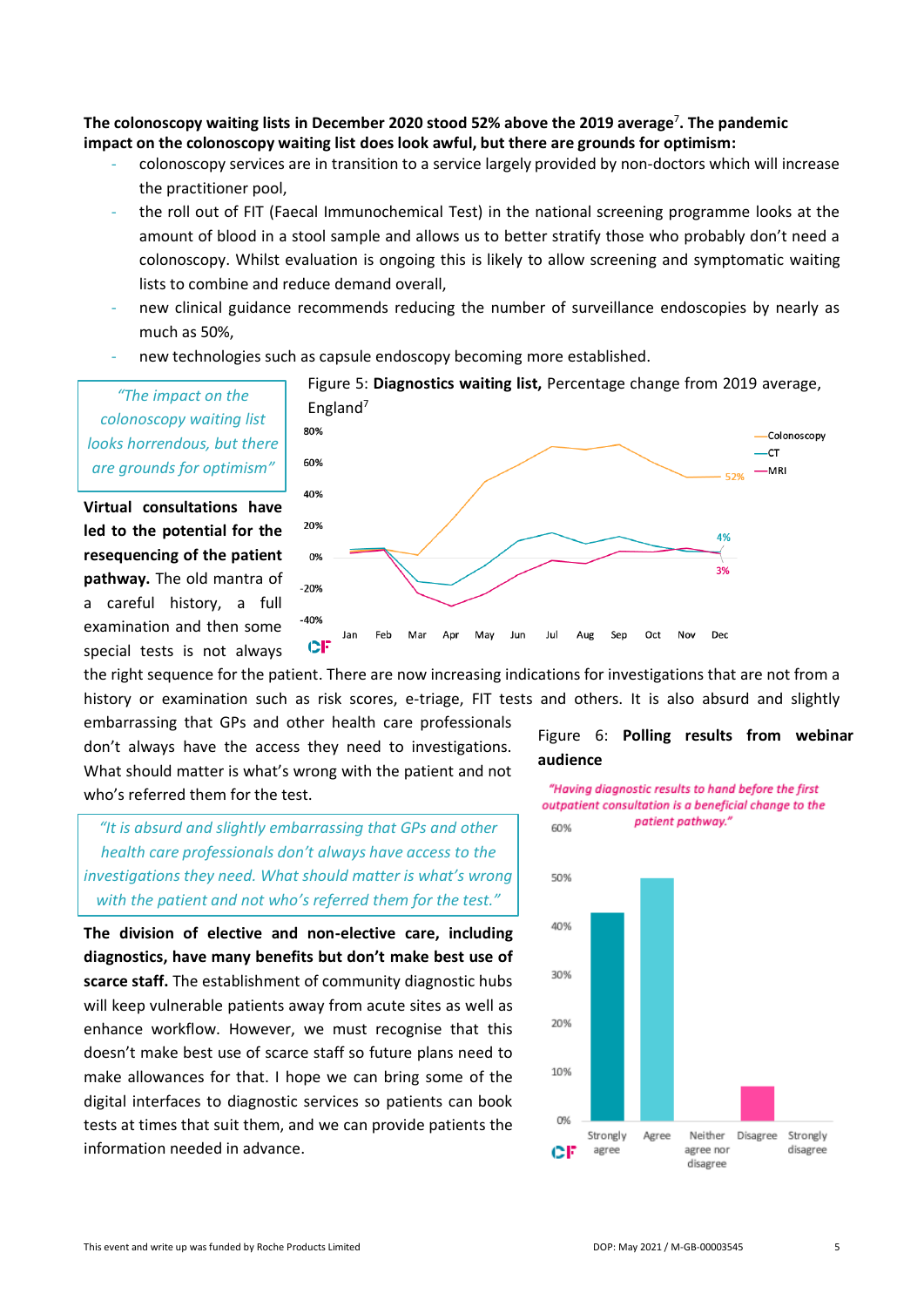**The colonoscopy waiting lists in December 2020 stood 52% above the 2019 average[7]. The pandemic impact on the colonoscopy waiting list does look awful, but there are grounds for optimism:**

- colonoscopy services are in transition to a service largely provided by non-doctors which will increase the practitioner pool,
- the roll out of FIT (Faecal Immunochemical Test) in the national screening programme looks at the amount of blood in a stool sample and allows us to better stratify those who probably don't need a colonoscopy. Whilst evaluation is ongoing this is likely to allow screening and symptomatic waiting lists to combine and reduce demand overall,
- new clinical guidance recommends reducing the number of surveillance endoscopies by nearly as much as 50%,
- new technologies such as capsule endoscopy becoming more established.

> *"The impact on the colonoscopy waiting list looks horrendous, but there are grounds for optimism"*

Figure 5: **Diagnostics waiting list,** Percentage change from 2019 average, England[7]

**Virtual consultations have led to the potential for the resequencing of the patient pathway.** The old mantra of a careful history, a full examination and then some special tests is not always the right sequence for the patient. There are now increasing indications for investigations that are not from a history or examination such as risk scores, e-triage, FIT tests and others. It is also absurd and slightly embarrassing that GPs and other health care professionals don't always have the access they need to investigations. What should matter is what's wrong with the patient and not who's referred them for the test.

> *"It is absurd and slightly embarrassing that GPs and other health care professionals don't always have access to the investigations they need. What should matter is what's wrong with the patient and not who's referred them for the test."*

**The division of elective and non-elective care, including diagnostics, have many benefits but don't make best use of scarce staff.** The establishment of community diagnostic hubs will keep vulnerable patients away from acute sites as well as enhance workflow. However, we must recognise that this doesn't make best use of scarce staff so future plans need to make allowances for that. I hope we can bring some of the digital interfaces to diagnostic services so patients can book tests at times that suit them, and we can provide patients the information needed in advance.

Figure 6: **Polling results from webinar audience**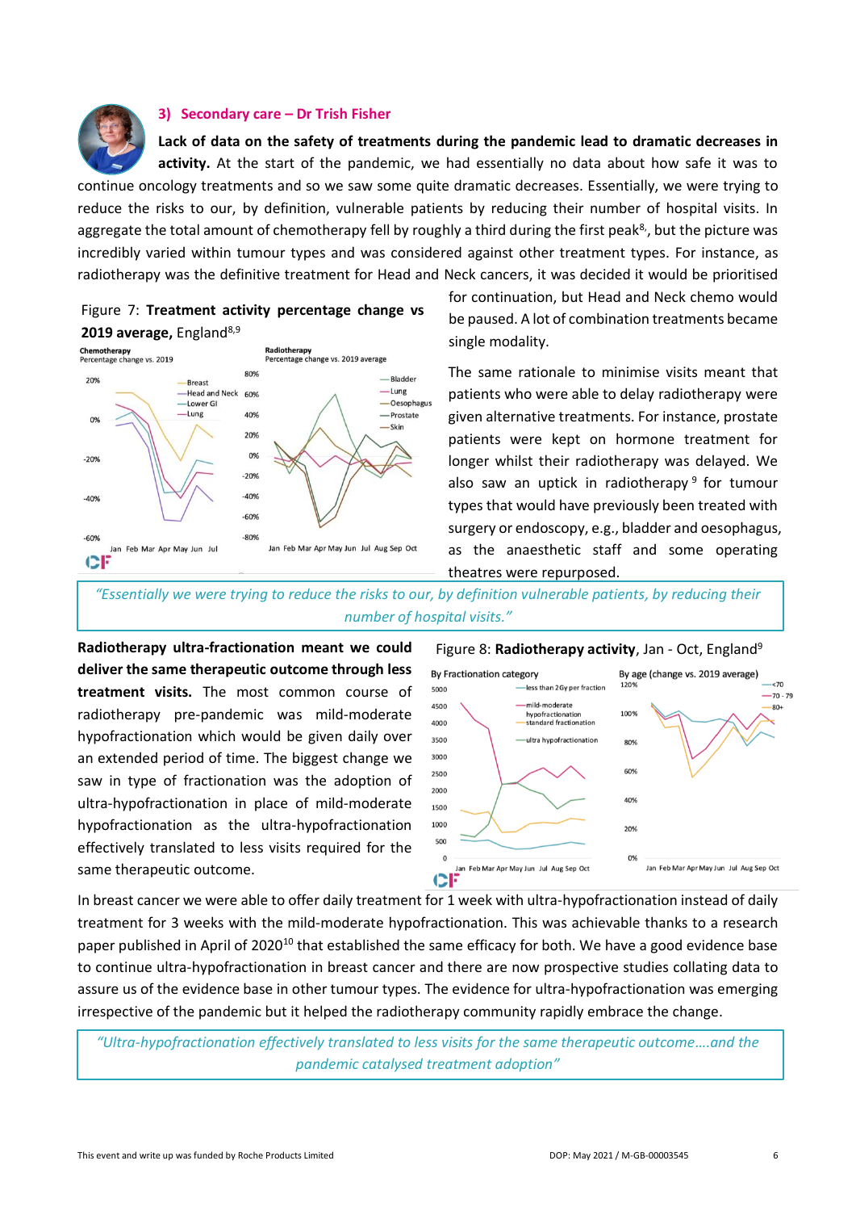### 3) Secondary care – Dr Trish Fisher

**Lack of data on the safety of treatments during the pandemic lead to dramatic decreases in activity.** At the start of the pandemic, we had essentially no data about how safe it was to continue oncology treatments and so we saw some quite dramatic decreases. Essentially, we were trying to reduce the risks to our, by definition, vulnerable patients by reducing their number of hospital visits. In aggregate the total amount of chemotherapy fell by roughly a third during the first peak[8], but the picture was incredibly varied within tumour types and was considered against other treatment types. For instance, as radiotherapy was the definitive treatment for Head and Neck cancers, it was decided it would be prioritised for continuation, but Head and Neck chemo would be paused. A lot of combination treatments became single modality.

Figure 7: **Treatment activity percentage change vs 2019 average,** England[8,9]

The same rationale to minimise visits meant that patients who were able to delay radiotherapy were given alternative treatments. For instance, prostate patients were kept on hormone treatment for longer whilst their radiotherapy was delayed. We also saw an uptick in radiotherapy[9] for tumour types that would have previously been treated with surgery or endoscopy, e.g., bladder and oesophagus, as the anaesthetic staff and some operating theatres were repurposed.

*"Essentially we were trying to reduce the risks to our, by definition vulnerable patients, by reducing their number of hospital visits."*

**Radiotherapy ultra-fractionation meant we could deliver the same therapeutic outcome through less treatment visits.** The most common course of radiotherapy pre-pandemic was mild-moderate hypofractionation which would be given daily over an extended period of time. The biggest change we saw in type of fractionation was the adoption of ultra-hypofractionation in place of mild-moderate hypofractionation as the ultra-hypofractionation effectively translated to less visits required for the same therapeutic outcome.

Figure 8: **Radiotherapy activity**, Jan - Oct, England[9]

In breast cancer we were able to offer daily treatment for 1 week with ultra-hypofractionation instead of daily treatment for 3 weeks with the mild-moderate hypofractionation. This was achievable thanks to a research paper published in April of 2020[10] that established the same efficacy for both. We have a good evidence base to continue ultra-hypofractionation in breast cancer and there are now prospective studies collating data to assure us of the evidence base in other tumour types. The evidence for ultra-hypofractionation was emerging irrespective of the pandemic but it helped the radiotherapy community rapidly embrace the change.

*"Ultra-hypofractionation effectively translated to less visits for the same therapeutic outcome….and the pandemic catalysed treatment adoption"*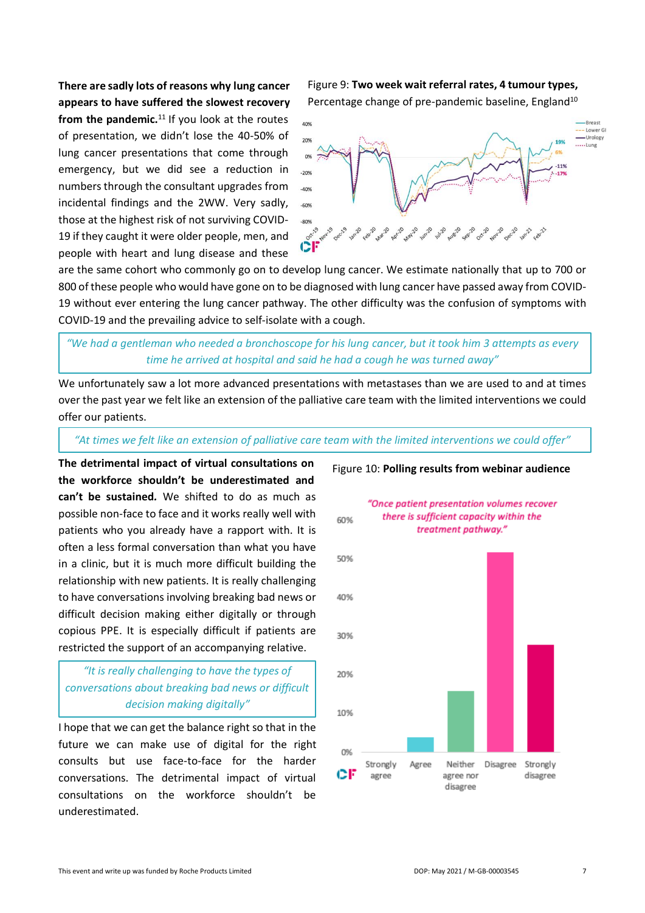**There are sadly lots of reasons why lung cancer appears to have suffered the slowest recovery from the pandemic.**[11] If you look at the routes of presentation, we didn't lose the 40-50% of lung cancer presentations that come through emergency, but we did see a reduction in numbers through the consultant upgrades from incidental findings and the 2WW. Very sadly, those at the highest risk of not surviving COVID-19 if they caught it were older people, men, and people with heart and lung disease and these are the same cohort who commonly go on to develop lung cancer. We estimate nationally that up to 700 or 800 of these people who would have gone on to be diagnosed with lung cancer have passed away from COVID-19 without ever entering the lung cancer pathway. The other difficulty was the confusion of symptoms with COVID-19 and the prevailing advice to self-isolate with a cough.

Figure 9: **Two week wait referral rates, 4 tumour types,** Percentage change of pre-pandemic baseline, England[10]

> *"We had a gentleman who needed a bronchoscope for his lung cancer, but it took him 3 attempts as every time he arrived at hospital and said he had a cough he was turned away"*

We unfortunately saw a lot more advanced presentations with metastases than we are used to and at times over the past year we felt like an extension of the palliative care team with the limited interventions we could offer our patients.

> *"At times we felt like an extension of palliative care team with the limited interventions we could offer"*

**The detrimental impact of virtual consultations on the workforce shouldn't be underestimated and can't be sustained.** We shifted to do as much as possible non-face to face and it works really well with patients who you already have a rapport with. It is often a less formal conversation than what you have in a clinic, but it is much more difficult building the relationship with new patients. It is really challenging to have conversations involving breaking bad news or difficult decision making either digitally or through copious PPE. It is especially difficult if patients are restricted the support of an accompanying relative.

> *"It is really challenging to have the types of conversations about breaking bad news or difficult decision making digitally"*

I hope that we can get the balance right so that in the future we can make use of digital for the right consults but use face-to-face for the harder conversations. The detrimental impact of virtual consultations on the workforce shouldn't be underestimated.

Figure 10: **Polling results from webinar audience**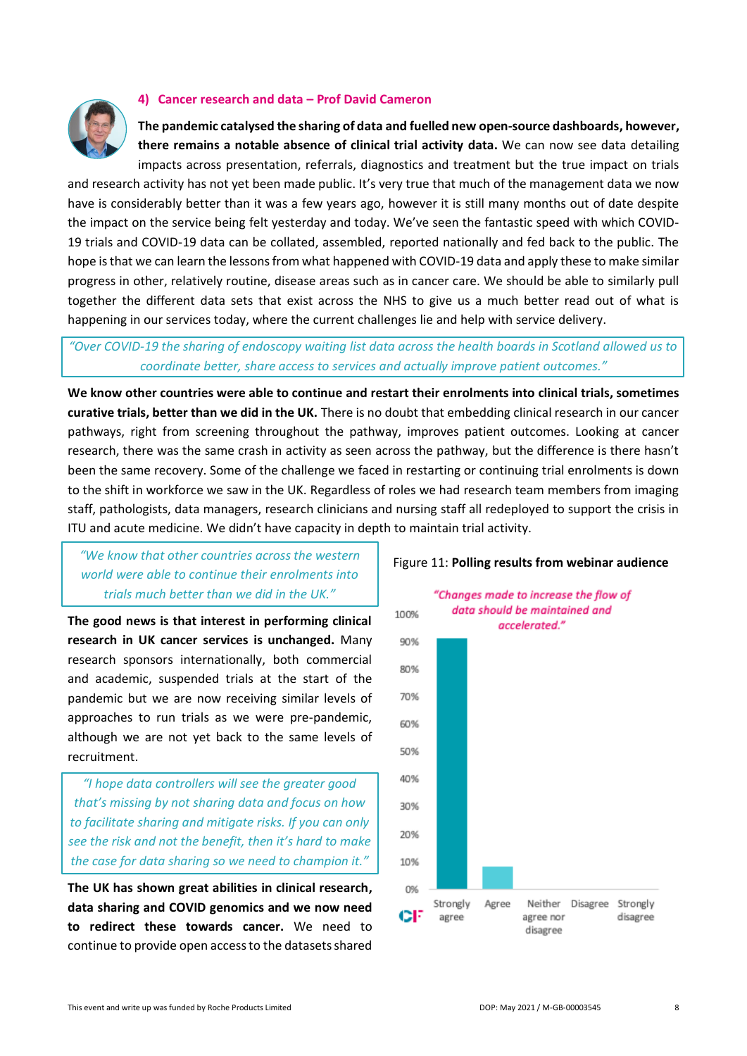### 4) Cancer research and data – Prof David Cameron

**The pandemic catalysed the sharing of data and fuelled new open-source dashboards, however, there remains a notable absence of clinical trial activity data.** We can now see data detailing impacts across presentation, referrals, diagnostics and treatment but the true impact on trials and research activity has not yet been made public. It's very true that much of the management data we now have is considerably better than it was a few years ago, however it is still many months out of date despite the impact on the service being felt yesterday and today. We've seen the fantastic speed with which COVID-19 trials and COVID-19 data can be collated, assembled, reported nationally and fed back to the public. The hope is that we can learn the lessons from what happened with COVID-19 data and apply these to make similar progress in other, relatively routine, disease areas such as in cancer care. We should be able to similarly pull together the different data sets that exist across the NHS to give us a much better read out of what is happening in our services today, where the current challenges lie and help with service delivery.

> *"Over COVID-19 the sharing of endoscopy waiting list data across the health boards in Scotland allowed us to coordinate better, share access to services and actually improve patient outcomes."*

**We know other countries were able to continue and restart their enrolments into clinical trials, sometimes curative trials, better than we did in the UK.** There is no doubt that embedding clinical research in our cancer pathways, right from screening throughout the pathway, improves patient outcomes. Looking at cancer research, there was the same crash in activity as seen across the pathway, but the difference is there hasn't been the same recovery. Some of the challenge we faced in restarting or continuing trial enrolments is down to the shift in workforce we saw in the UK. Regardless of roles we had research team members from imaging staff, pathologists, data managers, research clinicians and nursing staff all redeployed to support the crisis in ITU and acute medicine. We didn't have capacity in depth to maintain trial activity.

> *"We know that other countries across the western world were able to continue their enrolments into trials much better than we did in the UK."*

**The good news is that interest in performing clinical research in UK cancer services is unchanged.** Many research sponsors internationally, both commercial and academic, suspended trials at the start of the pandemic but we are now receiving similar levels of approaches to run trials as we were pre-pandemic, although we are not yet back to the same levels of recruitment.

> *"I hope data controllers will see the greater good that's missing by not sharing data and focus on how to facilitate sharing and mitigate risks. If you can only see the risk and not the benefit, then it's hard to make the case for data sharing so we need to champion it."*

**The UK has shown great abilities in clinical research, data sharing and COVID genomics and we now need to redirect these towards cancer.** We need to continue to provide open access to the datasets shared

Figure 11: **Polling results from webinar audience**

*"Changes made to increase the flow of data should be maintained and accelerated."*

| Response | Approx. % |
|---|---|
| Strongly agree | ~91% |
| Agree | ~8% |
| Neither agree nor disagree | 0% |
| Disagree | 0% |
| Strongly disagree | 0% |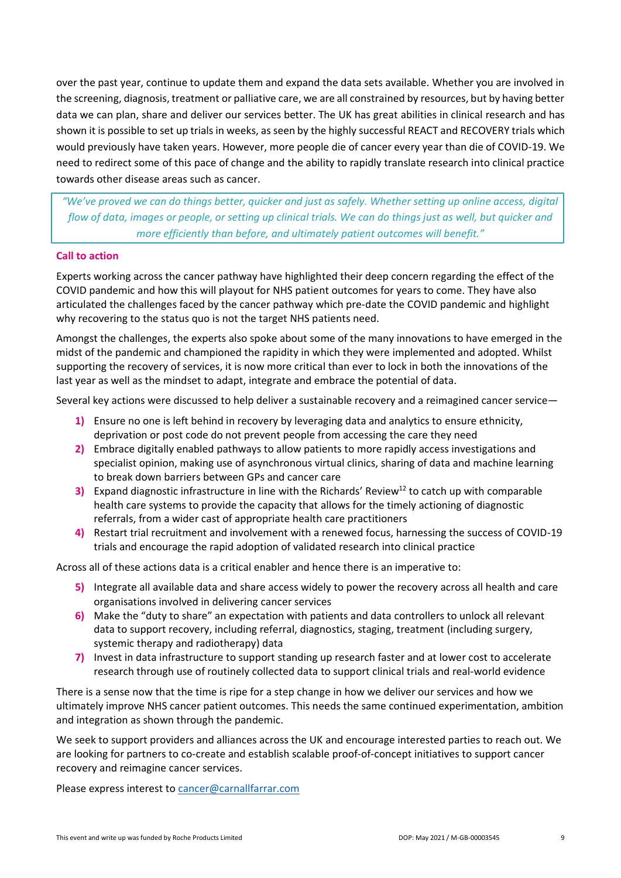over the past year, continue to update them and expand the data sets available. Whether you are involved in the screening, diagnosis, treatment or palliative care, we are all constrained by resources, but by having better data we can plan, share and deliver our services better. The UK has great abilities in clinical research and has shown it is possible to set up trials in weeks, as seen by the highly successful REACT and RECOVERY trials which would previously have taken years. However, more people die of cancer every year than die of COVID-19. We need to redirect some of this pace of change and the ability to rapidly translate research into clinical practice towards other disease areas such as cancer.

> *"We've proved we can do things better, quicker and just as safely. Whether setting up online access, digital flow of data, images or people, or setting up clinical trials. We can do things just as well, but quicker and more efficiently than before, and ultimately patient outcomes will benefit."*

**Call to action**

Experts working across the cancer pathway have highlighted their deep concern regarding the effect of the COVID pandemic and how this will playout for NHS patient outcomes for years to come. They have also articulated the challenges faced by the cancer pathway which pre-date the COVID pandemic and highlight why recovering to the status quo is not the target NHS patients need.

Amongst the challenges, the experts also spoke about some of the many innovations to have emerged in the midst of the pandemic and championed the rapidity in which they were implemented and adopted. Whilst supporting the recovery of services, it is now more critical than ever to lock in both the innovations of the last year as well as the mindset to adapt, integrate and embrace the potential of data.

Several key actions were discussed to help deliver a sustainable recovery and a reimagined cancer service—

1) Ensure no one is left behind in recovery by leveraging data and analytics to ensure ethnicity, deprivation or post code do not prevent people from accessing the care they need
2) Embrace digitally enabled pathways to allow patients to more rapidly access investigations and specialist opinion, making use of asynchronous virtual clinics, sharing of data and machine learning to break down barriers between GPs and cancer care
3) Expand diagnostic infrastructure in line with the Richards' Review[12] to catch up with comparable health care systems to provide the capacity that allows for the timely actioning of diagnostic referrals, from a wider cast of appropriate health care practitioners
4) Restart trial recruitment and involvement with a renewed focus, harnessing the success of COVID-19 trials and encourage the rapid adoption of validated research into clinical practice

Across all of these actions data is a critical enabler and hence there is an imperative to:

5) Integrate all available data and share access widely to power the recovery across all health and care organisations involved in delivering cancer services
6) Make the "duty to share" an expectation with patients and data controllers to unlock all relevant data to support recovery, including referral, diagnostics, staging, treatment (including surgery, systemic therapy and radiotherapy) data
7) Invest in data infrastructure to support standing up research faster and at lower cost to accelerate research through use of routinely collected data to support clinical trials and real-world evidence

There is a sense now that the time is ripe for a step change in how we deliver our services and how we ultimately improve NHS cancer patient outcomes. This needs the same continued experimentation, ambition and integration as shown through the pandemic.

We seek to support providers and alliances across the UK and encourage interested parties to reach out. We are looking for partners to co-create and establish scalable proof-of-concept initiatives to support cancer recovery and reimagine cancer services.

Please express interest to cancer@carnallfarrar.com

This event and write up was funded by Roche Products Limited

DOP: May 2021 / M-GB-00003545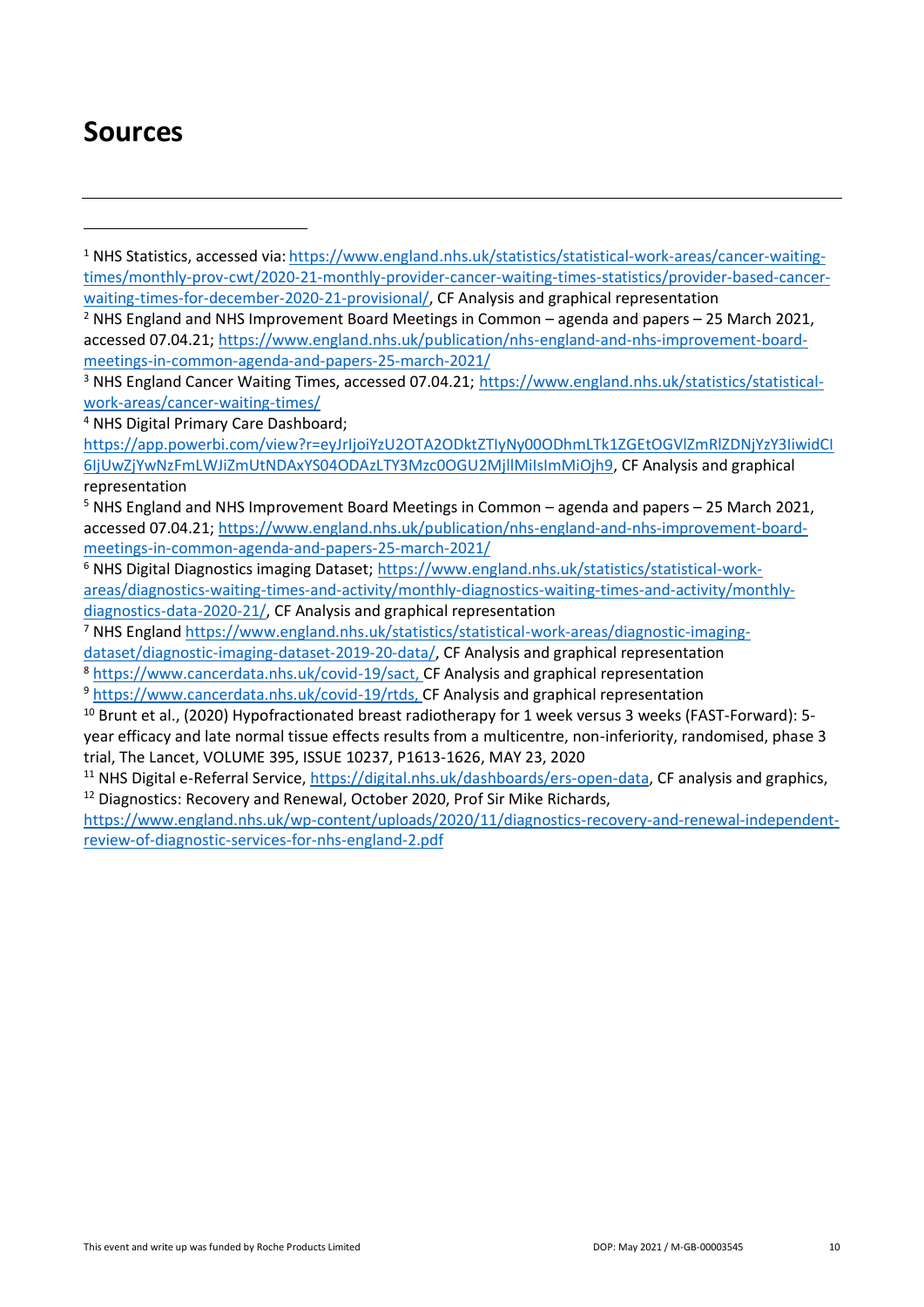# Sources

[1] NHS Statistics, accessed via: https://www.england.nhs.uk/statistics/statistical-work-areas/cancer-waiting-times/monthly-prov-cwt/2020-21-monthly-provider-cancer-waiting-times-statistics/provider-based-cancer-waiting-times-for-december-2020-21-provisional/, CF Analysis and graphical representation

[2] NHS England and NHS Improvement Board Meetings in Common – agenda and papers – 25 March 2021, accessed 07.04.21; https://www.england.nhs.uk/publication/nhs-england-and-nhs-improvement-board-meetings-in-common-agenda-and-papers-25-march-2021/

[3] NHS England Cancer Waiting Times, accessed 07.04.21; https://www.england.nhs.uk/statistics/statistical-work-areas/cancer-waiting-times/

[4] NHS Digital Primary Care Dashboard; https://app.powerbi.com/view?r=eyJrIjoiYzU2OTA2ODktZTIyNy00ODhmLTk1ZGEtOGVlZmRlZDNjYzY3IiwidCI6IjUwZjYwNzFmLWJiZmUtNDAxYS04ODAzLTY3Mzc0OGU2MjllMiIsImMiOjh9, CF Analysis and graphical representation

[5] NHS England and NHS Improvement Board Meetings in Common – agenda and papers – 25 March 2021, accessed 07.04.21; https://www.england.nhs.uk/publication/nhs-england-and-nhs-improvement-board-meetings-in-common-agenda-and-papers-25-march-2021/

[6] NHS Digital Diagnostics imaging Dataset; https://www.england.nhs.uk/statistics/statistical-work-areas/diagnostics-waiting-times-and-activity/monthly-diagnostics-waiting-times-and-activity/monthly-diagnostics-data-2020-21/, CF Analysis and graphical representation

[7] NHS England https://www.england.nhs.uk/statistics/statistical-work-areas/diagnostic-imaging-dataset/diagnostic-imaging-dataset-2019-20-data/, CF Analysis and graphical representation

[8] https://www.cancerdata.nhs.uk/covid-19/sact, CF Analysis and graphical representation

[9] https://www.cancerdata.nhs.uk/covid-19/rtds, CF Analysis and graphical representation

[10] Brunt et al., (2020) Hypofractionated breast radiotherapy for 1 week versus 3 weeks (FAST-Forward): 5-year efficacy and late normal tissue effects results from a multicentre, non-inferiority, randomised, phase 3 trial, The Lancet, VOLUME 395, ISSUE 10237, P1613-1626, MAY 23, 2020

[11] NHS Digital e-Referral Service, https://digital.nhs.uk/dashboards/ers-open-data, CF analysis and graphics,

[12] Diagnostics: Recovery and Renewal, October 2020, Prof Sir Mike Richards, https://www.england.nhs.uk/wp-content/uploads/2020/11/diagnostics-recovery-and-renewal-independent-review-of-diagnostic-services-for-nhs-england-2.pdf

This event and write up was funded by Roche Products Limited

DOP: May 2021 / M-GB-00003545